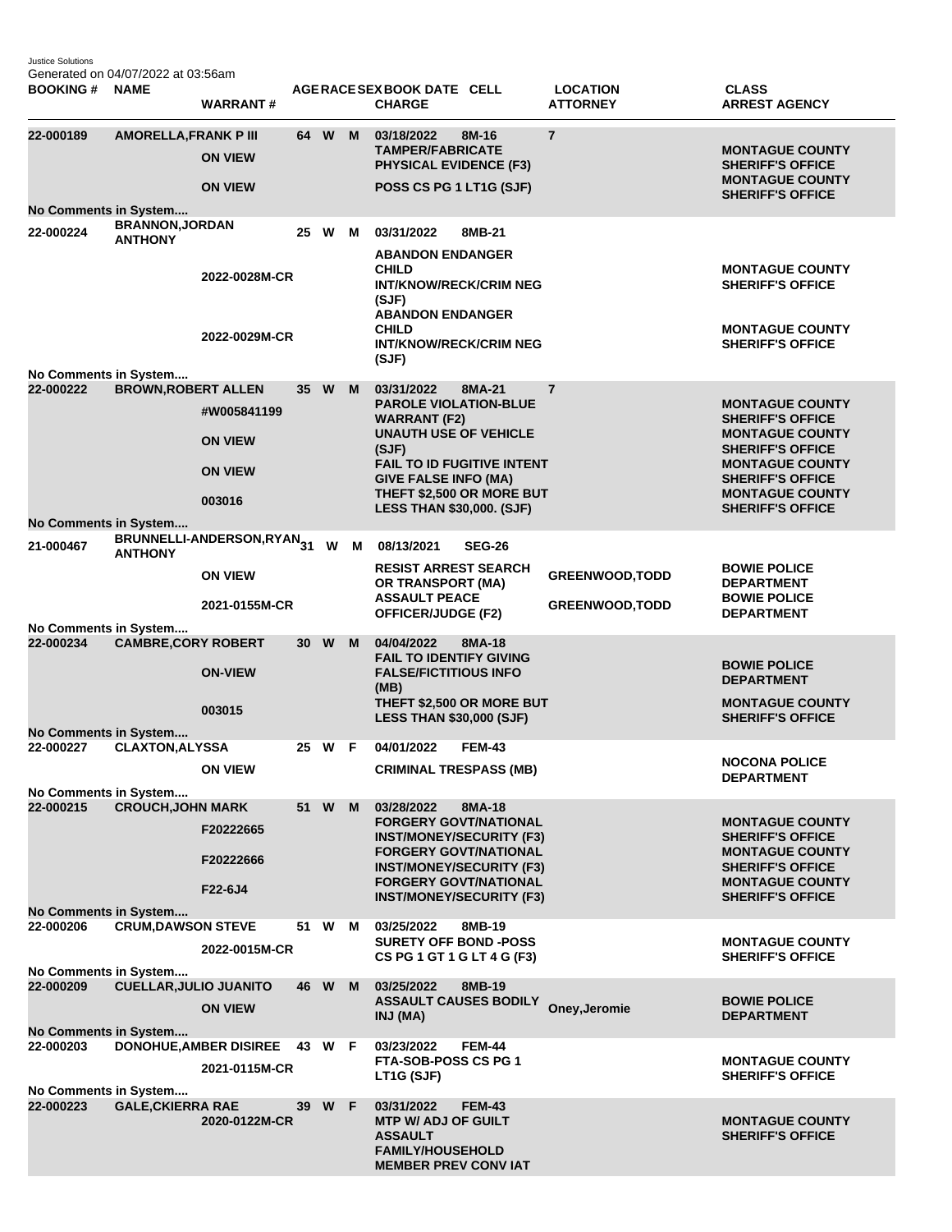Justice Solutions
Generated on 04/07/2022 at 03:56am

| BOOKING # | NAME | WARRANT # | AGE | RACE | SEX | BOOK DATE | CELL | CHARGE | LOCATION | ATTORNEY | CLASS | ARREST AGENCY |
|---|---|---|---|---|---|---|---|---|---|---|---|---|
| 22-000189 | AMORELLA,FRANK P III | | 64 | W | M | 03/18/2022 | 8M-16 | | 7 | | | |
| | | ON VIEW | | | | | | TAMPER/FABRICATE PHYSICAL EVIDENCE (F3) | | | | MONTAGUE COUNTY SHERIFF'S OFFICE |
| | | ON VIEW | | | | | | POSS CS PG 1 LT1G (SJF) | | | | MONTAGUE COUNTY SHERIFF'S OFFICE |
| No Comments in System.... | | | | | | | | | | | | |
| 22-000224 | BRANNON,JORDAN ANTHONY | | 25 | W | M | 03/31/2022 | 8MB-21 | | | | | |
| | | 2022-0028M-CR | | | | | | ABANDON ENDANGER CHILD INT/KNOW/RECK/CRIM NEG (SJF) | | | | MONTAGUE COUNTY SHERIFF'S OFFICE |
| | | 2022-0029M-CR | | | | | | ABANDON ENDANGER CHILD INT/KNOW/RECK/CRIM NEG (SJF) | | | | MONTAGUE COUNTY SHERIFF'S OFFICE |
| No Comments in System.... | | | | | | | | | | | | |
| 22-000222 | BROWN,ROBERT ALLEN | | 35 | W | M | 03/31/2022 | 8MA-21 | | 7 | | | |
| | | #W005841199 | | | | | | PAROLE VIOLATION-BLUE WARRANT (F2) | | | | MONTAGUE COUNTY SHERIFF'S OFFICE |
| | | ON VIEW | | | | | | UNAUTH USE OF VEHICLE (SJF) | | | | MONTAGUE COUNTY SHERIFF'S OFFICE |
| | | ON VIEW | | | | | | FAIL TO ID FUGITIVE INTENT GIVE FALSE INFO (MA) | | | | MONTAGUE COUNTY SHERIFF'S OFFICE |
| | | 003016 | | | | | | THEFT $2,500 OR MORE BUT LESS THAN $30,000. (SJF) | | | | MONTAGUE COUNTY SHERIFF'S OFFICE |
| No Comments in System.... | | | | | | | | | | | | |
| 21-000467 | BRUNNELLI-ANDERSON,RYAN ANTHONY | | 31 | W | M | 08/13/2021 | SEG-26 | | | | | |
| | | ON VIEW | | | | | | RESIST ARREST SEARCH OR TRANSPORT (MA) | | GREENWOOD,TODD | | BOWIE POLICE DEPARTMENT |
| | | 2021-0155M-CR | | | | | | ASSAULT PEACE OFFICER/JUDGE (F2) | | GREENWOOD,TODD | | BOWIE POLICE DEPARTMENT |
| No Comments in System.... | | | | | | | | | | | | |
| 22-000234 | CAMBRE,CORY ROBERT | | 30 | W | M | 04/04/2022 | 8MA-18 | | | | | |
| | | ON-VIEW | | | | | | FAIL TO IDENTIFY GIVING FALSE/FICTITIOUS INFO (MB) | | | | BOWIE POLICE DEPARTMENT |
| | | 003015 | | | | | | THEFT $2,500 OR MORE BUT LESS THAN $30,000 (SJF) | | | | MONTAGUE COUNTY SHERIFF'S OFFICE |
| No Comments in System.... | | | | | | | | | | | | |
| 22-000227 | CLAXTON,ALYSSA | | 25 | W | F | 04/01/2022 | FEM-43 | | | | | |
| | | ON VIEW | | | | | | CRIMINAL TRESPASS (MB) | | | | NOCONA POLICE DEPARTMENT |
| No Comments in System.... | | | | | | | | | | | | |
| 22-000215 | CROUCH,JOHN MARK | | 51 | W | M | 03/28/2022 | 8MA-18 | | | | | |
| | | F20222665 | | | | | | FORGERY GOVT/NATIONAL INST/MONEY/SECURITY (F3) | | | | MONTAGUE COUNTY SHERIFF'S OFFICE |
| | | F20222666 | | | | | | FORGERY GOVT/NATIONAL INST/MONEY/SECURITY (F3) | | | | MONTAGUE COUNTY SHERIFF'S OFFICE |
| | | F22-6J4 | | | | | | FORGERY GOVT/NATIONAL INST/MONEY/SECURITY (F3) | | | | MONTAGUE COUNTY SHERIFF'S OFFICE |
| No Comments in System.... | | | | | | | | | | | | |
| 22-000206 | CRUM,DAWSON STEVE | | 51 | W | M | 03/25/2022 | 8MB-19 | | | | | |
| | | 2022-0015M-CR | | | | | | SURETY OFF BOND -POSS CS PG 1 GT 1 G LT 4 G (F3) | | | | MONTAGUE COUNTY SHERIFF'S OFFICE |
| No Comments in System.... | | | | | | | | | | | | |
| 22-000209 | CUELLAR,JULIO JUANITO | | 46 | W | M | 03/25/2022 | 8MB-19 | | | | | |
| | | ON VIEW | | | | | | ASSAULT CAUSES BODILY INJ (MA) | | Oney,Jeromie | | BOWIE POLICE DEPARTMENT |
| No Comments in System.... | | | | | | | | | | | | |
| 22-000203 | DONOHUE,AMBER DISIREE | | 43 | W | F | 03/23/2022 | FEM-44 | | | | | |
| | | 2021-0115M-CR | | | | | | FTA-SOB-POSS CS PG 1 LT1G (SJF) | | | | MONTAGUE COUNTY SHERIFF'S OFFICE |
| No Comments in System.... | | | | | | | | | | | | |
| 22-000223 | GALE,CKIERRA RAE | | 39 | W | F | 03/31/2022 | FEM-43 | | | | | |
| | | 2020-0122M-CR | | | | | | MTP W/ ADJ OF GUILT ASSAULT FAMILY/HOUSEHOLD MEMBER PREV CONV IAT | | | | MONTAGUE COUNTY SHERIFF'S OFFICE |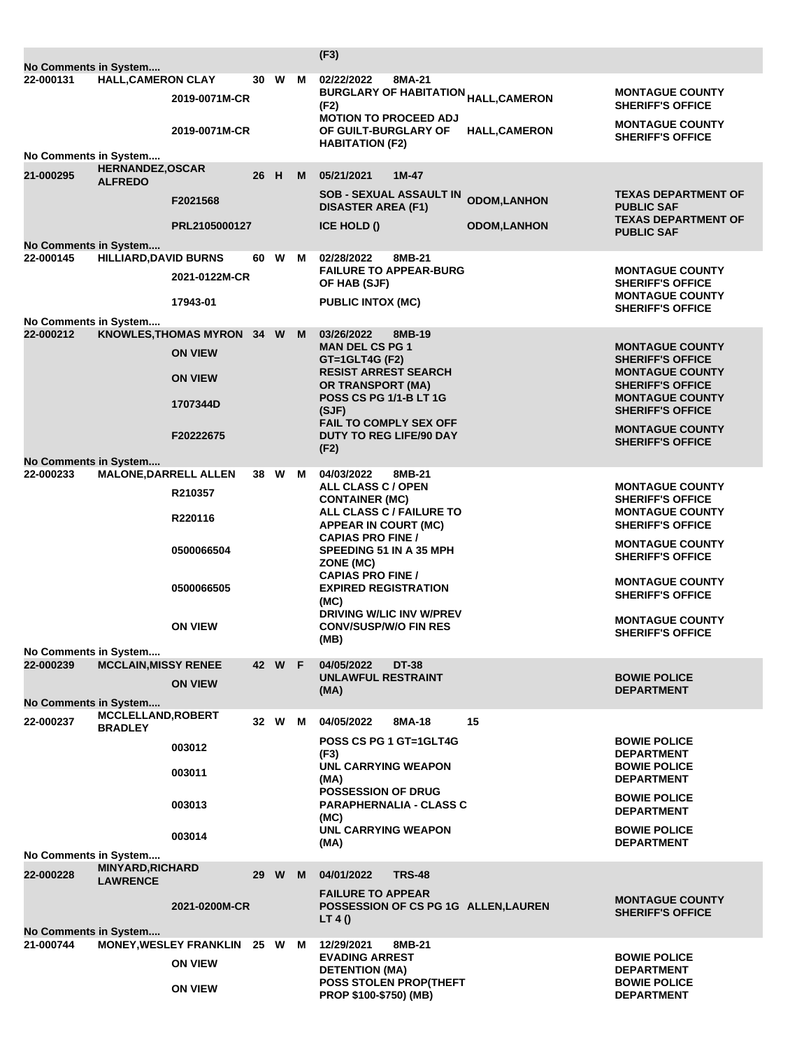| | | | | | | | | |
|---|---|---|---|---|---|---|---|---|
| | | | | | | (F3) | | |
| No Comments in System.... | | | | | | | | |
| 22-000131 | HALL,CAMERON CLAY | | 30 | W | M | 02/22/2022 8MA-21 | | |
| | | 2019-0071M-CR | | | | BURGLARY OF HABITATION (F2) | HALL,CAMERON | MONTAGUE COUNTY SHERIFF'S OFFICE |
| | | 2019-0071M-CR | | | | MOTION TO PROCEED ADJ OF GUILT-BURGLARY OF HABITATION (F2) | HALL,CAMERON | MONTAGUE COUNTY SHERIFF'S OFFICE |
| No Comments in System.... | | | | | | | | |
| 21-000295 | HERNANDEZ,OSCAR ALFREDO | | 26 | H | M | 05/21/2021 1M-47 | | |
| | | F2021568 | | | | SOB - SEXUAL ASSAULT IN DISASTER AREA (F1) | ODOM,LANHON | TEXAS DEPARTMENT OF PUBLIC SAF |
| | | PRL2105000127 | | | | ICE HOLD () | ODOM,LANHON | TEXAS DEPARTMENT OF PUBLIC SAF |
| No Comments in System.... | | | | | | | | |
| 22-000145 | HILLIARD,DAVID BURNS | | 60 | W | M | 02/28/2022 8MB-21 | | |
| | | 2021-0122M-CR | | | | FAILURE TO APPEAR-BURG OF HAB (SJF) | | MONTAGUE COUNTY SHERIFF'S OFFICE |
| | | 17943-01 | | | | PUBLIC INTOX (MC) | | MONTAGUE COUNTY SHERIFF'S OFFICE |
| No Comments in System.... | | | | | | | | |
| 22-000212 | KNOWLES,THOMAS MYRON | | 34 | W | M | 03/26/2022 8MB-19 | | |
| | | ON VIEW | | | | MAN DEL CS PG 1 GT=1GLT4G (F2) | | MONTAGUE COUNTY SHERIFF'S OFFICE |
| | | ON VIEW | | | | RESIST ARREST SEARCH OR TRANSPORT (MA) | | MONTAGUE COUNTY SHERIFF'S OFFICE |
| | | 1707344D | | | | POSS CS PG 1/1-B LT 1G (SJF) | | MONTAGUE COUNTY SHERIFF'S OFFICE |
| | | F20222675 | | | | FAIL TO COMPLY SEX OFF DUTY TO REG LIFE/90 DAY (F2) | | MONTAGUE COUNTY SHERIFF'S OFFICE |
| No Comments in System.... | | | | | | | | |
| 22-000233 | MALONE,DARRELL ALLEN | | 38 | W | M | 04/03/2022 8MB-21 | | |
| | | R210357 | | | | ALL CLASS C / OPEN CONTAINER (MC) | | MONTAGUE COUNTY SHERIFF'S OFFICE |
| | | R220116 | | | | ALL CLASS C / FAILURE TO APPEAR IN COURT (MC) | | MONTAGUE COUNTY SHERIFF'S OFFICE |
| | | 0500066504 | | | | CAPIAS PRO FINE / SPEEDING 51 IN A 35 MPH ZONE (MC) | | MONTAGUE COUNTY SHERIFF'S OFFICE |
| | | 0500066505 | | | | CAPIAS PRO FINE / EXPIRED REGISTRATION (MC) | | MONTAGUE COUNTY SHERIFF'S OFFICE |
| | | ON VIEW | | | | DRIVING W/LIC INV W/PREV CONV/SUSP/W/O FIN RES (MB) | | MONTAGUE COUNTY SHERIFF'S OFFICE |
| No Comments in System.... | | | | | | | | |
| 22-000239 | MCCLAIN,MISSY RENEE | | 42 | W | F | 04/05/2022 DT-38 | | |
| | | ON VIEW | | | | UNLAWFUL RESTRAINT (MA) | | BOWIE POLICE DEPARTMENT |
| No Comments in System.... | | | | | | | | |
| 22-000237 | MCCLELLAND,ROBERT BRADLEY | | 32 | W | M | 04/05/2022 8MA-18 | 15 | |
| | | 003012 | | | | POSS CS PG 1 GT=1GLT4G (F3) | | BOWIE POLICE DEPARTMENT |
| | | 003011 | | | | UNL CARRYING WEAPON (MA) | | BOWIE POLICE DEPARTMENT |
| | | 003013 | | | | POSSESSION OF DRUG PARAPHERNALIA - CLASS C (MC) | | BOWIE POLICE DEPARTMENT |
| | | 003014 | | | | UNL CARRYING WEAPON (MA) | | BOWIE POLICE DEPARTMENT |
| No Comments in System.... | | | | | | | | |
| 22-000228 | MINYARD,RICHARD LAWRENCE | | 29 | W | M | 04/01/2022 TRS-48 | | |
| | | 2021-0200M-CR | | | | FAILURE TO APPEAR POSSESSION OF CS PG 1G LT 4 () | ALLEN,LAUREN | MONTAGUE COUNTY SHERIFF'S OFFICE |
| No Comments in System.... | | | | | | | | |
| 21-000744 | MONEY,WESLEY FRANKLIN | | 25 | W | M | 12/29/2021 8MB-21 | | |
| | | ON VIEW | | | | EVADING ARREST DETENTION (MA) | | BOWIE POLICE DEPARTMENT |
| | | ON VIEW | | | | POSS STOLEN PROP(THEFT PROP $100-$750) (MB) | | BOWIE POLICE DEPARTMENT |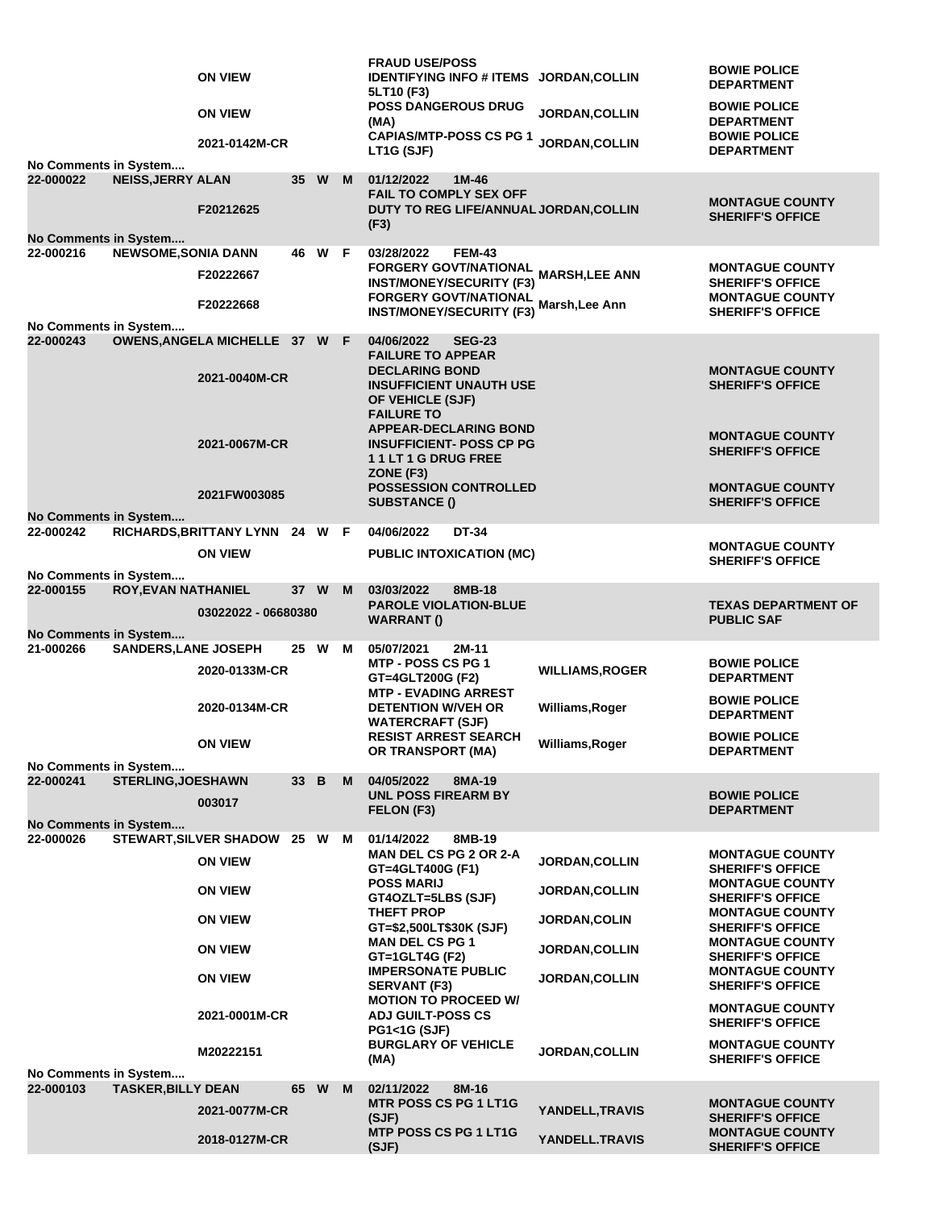| Booking # | Name | Warrant/Case | Age | Race | Sex | Date / Cell | Charge | Judge | Agency |
|---|---|---|---|---|---|---|---|---|---|
| | | ON VIEW | | | | | FRAUD USE/POSS IDENTIFYING INFO # ITEMS 5LT10 (F3) | JORDAN,COLLIN | BOWIE POLICE DEPARTMENT |
| | | ON VIEW | | | | | POSS DANGEROUS DRUG (MA) | JORDAN,COLLIN | BOWIE POLICE DEPARTMENT |
| | | 2021-0142M-CR | | | | | CAPIAS/MTP-POSS CS PG 1 LT1G (SJF) | JORDAN,COLLIN | BOWIE POLICE DEPARTMENT |
| No Comments in System.... | | | | | | | | | |
| 22-000022 | NEISS,JERRY ALAN | | 35 | W | M | 01/12/2022 1M-46 | | | |
| | | F20212625 | | | | | FAIL TO COMPLY SEX OFF DUTY TO REG LIFE/ANNUAL (F3) | JORDAN,COLLIN | MONTAGUE COUNTY SHERIFF'S OFFICE |
| No Comments in System.... | | | | | | | | | |
| 22-000216 | NEWSOME,SONIA DANN | | 46 | W | F | 03/28/2022 FEM-43 | | | |
| | | F20222667 | | | | | FORGERY GOVT/NATIONAL INST/MONEY/SECURITY (F3) | MARSH,LEE ANN | MONTAGUE COUNTY SHERIFF'S OFFICE |
| | | F20222668 | | | | | FORGERY GOVT/NATIONAL INST/MONEY/SECURITY (F3) | Marsh,Lee Ann | MONTAGUE COUNTY SHERIFF'S OFFICE |
| No Comments in System.... | | | | | | | | | |
| 22-000243 | OWENS,ANGELA MICHELLE | | 37 | W | F | 04/06/2022 SEG-23 | | | |
| | | 2021-0040M-CR | | | | | FAILURE TO APPEAR DECLARING BOND INSUFFICIENT UNAUTH USE OF VEHICLE (SJF) | | MONTAGUE COUNTY SHERIFF'S OFFICE |
| | | 2021-0067M-CR | | | | | FAILURE TO APPEAR-DECLARING BOND INSUFFICIENT- POSS CP PG 1 1 LT 1 G DRUG FREE ZONE (F3) | | MONTAGUE COUNTY SHERIFF'S OFFICE |
| | | 2021FW003085 | | | | | POSSESSION CONTROLLED SUBSTANCE () | | MONTAGUE COUNTY SHERIFF'S OFFICE |
| No Comments in System.... | | | | | | | | | |
| 22-000242 | RICHARDS,BRITTANY LYNN | | 24 | W | F | 04/06/2022 DT-34 | | | |
| | | ON VIEW | | | | | PUBLIC INTOXICATION (MC) | | MONTAGUE COUNTY SHERIFF'S OFFICE |
| No Comments in System.... | | | | | | | | | |
| 22-000155 | ROY,EVAN NATHANIEL | | 37 | W | M | 03/03/2022 8MB-18 | | | |
| | | 03022022 - 06680380 | | | | | PAROLE VIOLATION-BLUE WARRANT () | | TEXAS DEPARTMENT OF PUBLIC SAF |
| No Comments in System.... | | | | | | | | | |
| 21-000266 | SANDERS,LANE JOSEPH | | 25 | W | M | 05/07/2021 2M-11 | | | |
| | | 2020-0133M-CR | | | | | MTP - POSS CS PG 1 GT=4GLT200G (F2) | WILLIAMS,ROGER | BOWIE POLICE DEPARTMENT |
| | | 2020-0134M-CR | | | | | MTP - EVADING ARREST DETENTION W/VEH OR WATERCRAFT (SJF) | Williams,Roger | BOWIE POLICE DEPARTMENT |
| | | ON VIEW | | | | | RESIST ARREST SEARCH OR TRANSPORT (MA) | Williams,Roger | BOWIE POLICE DEPARTMENT |
| No Comments in System.... | | | | | | | | | |
| 22-000241 | STERLING,JOESHAWN | | 33 | B | M | 04/05/2022 8MA-19 | | | |
| | | 003017 | | | | | UNL POSS FIREARM BY FELON (F3) | | BOWIE POLICE DEPARTMENT |
| No Comments in System.... | | | | | | | | | |
| 22-000026 | STEWART,SILVER SHADOW | | 25 | W | M | 01/14/2022 8MB-19 | | | |
| | | ON VIEW | | | | | MAN DEL CS PG 2 OR 2-A GT=4GLT400G (F1) | JORDAN,COLLIN | MONTAGUE COUNTY SHERIFF'S OFFICE |
| | | ON VIEW | | | | | POSS MARIJ GT4OZLT=5LBS (SJF) | JORDAN,COLLIN | MONTAGUE COUNTY SHERIFF'S OFFICE |
| | | ON VIEW | | | | | THEFT PROP GT=$2,500LT$30K (SJF) | JORDAN,COLIN | MONTAGUE COUNTY SHERIFF'S OFFICE |
| | | ON VIEW | | | | | MAN DEL CS PG 1 GT=1GLT4G (F2) | JORDAN,COLLIN | MONTAGUE COUNTY SHERIFF'S OFFICE |
| | | ON VIEW | | | | | IMPERSONATE PUBLIC SERVANT (F3) | JORDAN,COLLIN | MONTAGUE COUNTY SHERIFF'S OFFICE |
| | | 2021-0001M-CR | | | | | MOTION TO PROCEED W/ ADJ GUILT-POSS CS PG1<1G (SJF) | | MONTAGUE COUNTY SHERIFF'S OFFICE |
| | | M20222151 | | | | | BURGLARY OF VEHICLE (MA) | JORDAN,COLLIN | MONTAGUE COUNTY SHERIFF'S OFFICE |
| No Comments in System.... | | | | | | | | | |
| 22-000103 | TASKER,BILLY DEAN | | 65 | W | M | 02/11/2022 8M-16 | | | |
| | | 2021-0077M-CR | | | | | MTR POSS CS PG 1 LT1G (SJF) | YANDELL,TRAVIS | MONTAGUE COUNTY SHERIFF'S OFFICE |
| | | 2018-0127M-CR | | | | | MTP POSS CS PG 1 LT1G (SJF) | YANDELL.TRAVIS | MONTAGUE COUNTY SHERIFF'S OFFICE |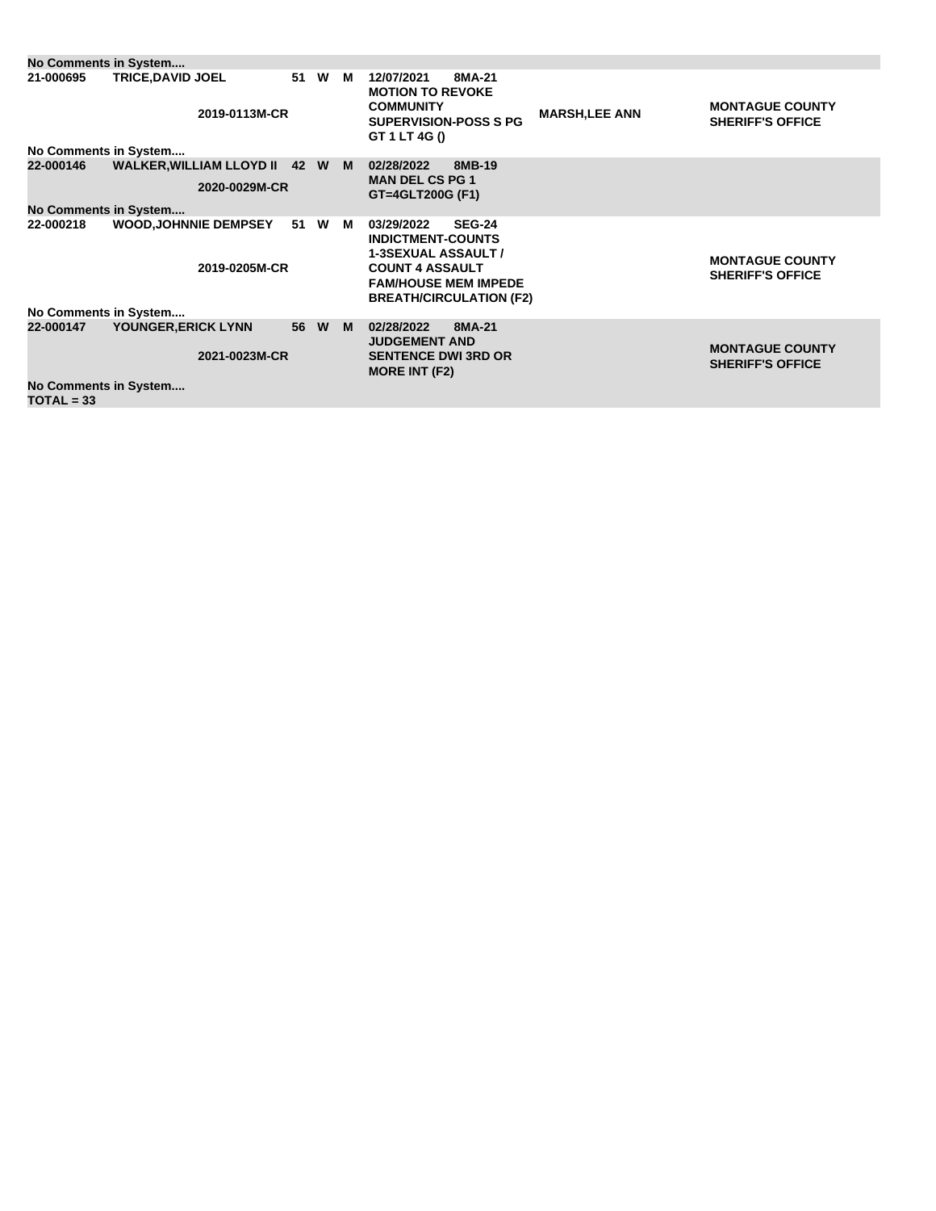| | | | | | | | |
|---|---|---|---|---|---|---|---|
| No Comments in System.... | | | | | | | |
| 21-000695 | TRICE,DAVID JOEL<br>2019-0113M-CR | 51 | W | M | 12/07/2021 8MA-21<br>MOTION TO REVOKE COMMUNITY SUPERVISION-POSS S PG GT 1 LT 4G () | MARSH,LEE ANN | MONTAGUE COUNTY SHERIFF'S OFFICE |
| No Comments in System.... | | | | | | | |
| 22-000146 | WALKER,WILLIAM LLOYD II<br>2020-0029M-CR | 42 | W | M | 02/28/2022 8MB-19<br>MAN DEL CS PG 1 GT=4GLT200G (F1) | | |
| No Comments in System.... | | | | | | | |
| 22-000218 | WOOD,JOHNNIE DEMPSEY<br>2019-0205M-CR | 51 | W | M | 03/29/2022 SEG-24<br>INDICTMENT-COUNTS 1-3SEXUAL ASSAULT / COUNT 4 ASSAULT FAM/HOUSE MEM IMPEDE BREATH/CIRCULATION (F2) | | MONTAGUE COUNTY SHERIFF'S OFFICE |
| No Comments in System.... | | | | | | | |
| 22-000147 | YOUNGER,ERICK LYNN<br>2021-0023M-CR | 56 | W | M | 02/28/2022 8MA-21<br>JUDGEMENT AND SENTENCE DWI 3RD OR MORE INT (F2) | | MONTAGUE COUNTY SHERIFF'S OFFICE |
| No Comments in System.... | | | | | | | |

**TOTAL = 33**